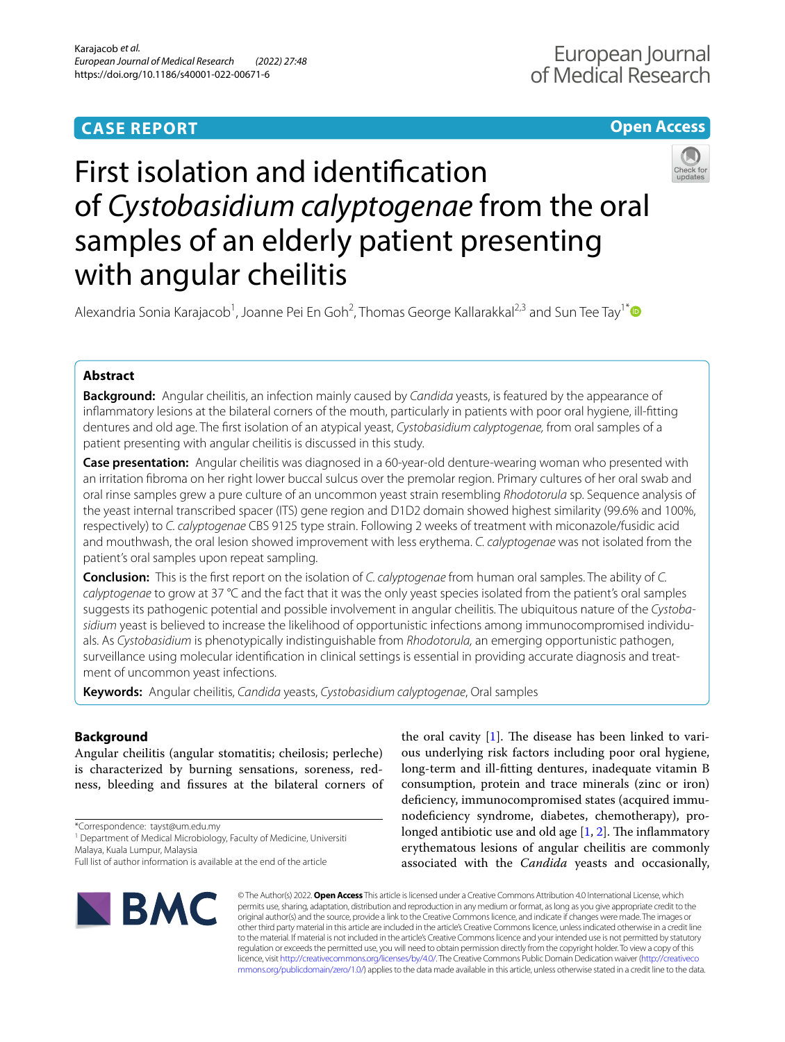**CASE REPORT** **Open Access**

# First isolation and identification of *Cystobasidium calyptogenae* from the oral samples of an elderly patient presenting with angular cheilitis

Alexandria Sonia Karajacob[1], Joanne Pei En Goh[2], Thomas George Kallarakkal[2,3] and Sun Tee Tay[1*]

## Abstract

**Background:** Angular cheilitis, an infection mainly caused by *Candida* yeasts, is featured by the appearance of inflammatory lesions at the bilateral corners of the mouth, particularly in patients with poor oral hygiene, ill-fitting dentures and old age. The first isolation of an atypical yeast, *Cystobasidium calyptogenae,* from oral samples of a patient presenting with angular cheilitis is discussed in this study.

**Case presentation:** Angular cheilitis was diagnosed in a 60-year-old denture-wearing woman who presented with an irritation fibroma on her right lower buccal sulcus over the premolar region. Primary cultures of her oral swab and oral rinse samples grew a pure culture of an uncommon yeast strain resembling *Rhodotorula* sp. Sequence analysis of the yeast internal transcribed spacer (ITS) gene region and D1D2 domain showed highest similarity (99.6% and 100%, respectively) to *C. calyptogenae* CBS 9125 type strain. Following 2 weeks of treatment with miconazole/fusidic acid and mouthwash, the oral lesion showed improvement with less erythema. *C. calyptogenae* was not isolated from the patient's oral samples upon repeat sampling.

**Conclusion:** This is the first report on the isolation of *C. calyptogenae* from human oral samples. The ability of *C. calyptogenae* to grow at 37 °C and the fact that it was the only yeast species isolated from the patient's oral samples suggests its pathogenic potential and possible involvement in angular cheilitis. The ubiquitous nature of the *Cystobasidium* yeast is believed to increase the likelihood of opportunistic infections among immunocompromised individuals. As *Cystobasidium* is phenotypically indistinguishable from *Rhodotorula,* an emerging opportunistic pathogen, surveillance using molecular identification in clinical settings is essential in providing accurate diagnosis and treatment of uncommon yeast infections.

**Keywords:** Angular cheilitis, *Candida* yeasts, *Cystobasidium calyptogenae*, Oral samples

## Background

Angular cheilitis (angular stomatitis; cheilosis; perleche) is characterized by burning sensations, soreness, redness, bleeding and fissures at the bilateral corners of the oral cavity [1]. The disease has been linked to various underlying risk factors including poor oral hygiene, long-term and ill-fitting dentures, inadequate vitamin B consumption, protein and trace minerals (zinc or iron) deficiency, immunocompromised states (acquired immunodeficiency syndrome, diabetes, chemotherapy), prolonged antibiotic use and old age [1, 2]. The inflammatory erythematous lesions of angular cheilitis are commonly associated with the *Candida* yeasts and occasionally,

*Correspondence: tayst@um.edu.my
[1] Department of Medical Microbiology, Faculty of Medicine, Universiti Malaya, Kuala Lumpur, Malaysia
Full list of author information is available at the end of the article

© The Author(s) 2022. **Open Access** This article is licensed under a Creative Commons Attribution 4.0 International License, which permits use, sharing, adaptation, distribution and reproduction in any medium or format, as long as you give appropriate credit to the original author(s) and the source, provide a link to the Creative Commons licence, and indicate if changes were made. The images or other third party material in this article are included in the article's Creative Commons licence, unless indicated otherwise in a credit line to the material. If material is not included in the article's Creative Commons licence and your intended use is not permitted by statutory regulation or exceeds the permitted use, you will need to obtain permission directly from the copyright holder. To view a copy of this licence, visit http://creativecommons.org/licenses/by/4.0/. The Creative Commons Public Domain Dedication waiver (http://creativecommons.org/publicdomain/zero/1.0/) applies to the data made available in this article, unless otherwise stated in a credit line to the data.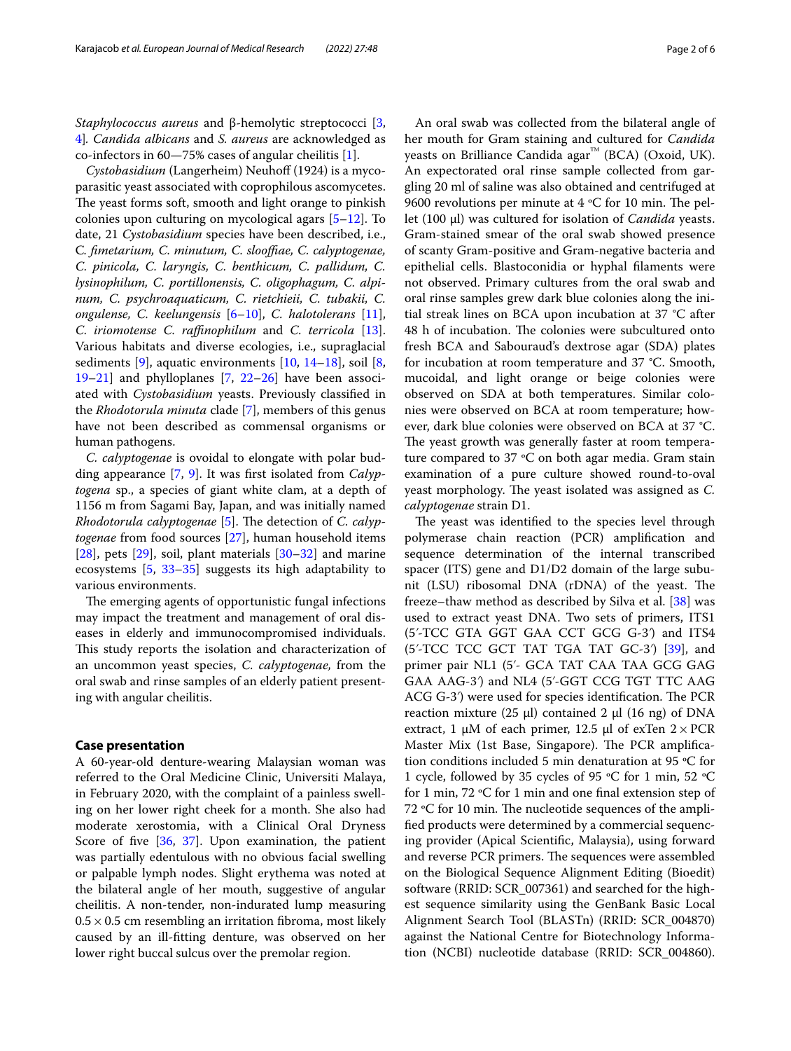*Staphylococcus aureus* and β-hemolytic streptococci [3, 4]. *Candida albicans* and *S. aureus* are acknowledged as co-infectors in 60—75% cases of angular cheilitis [1].

*Cystobasidium* (Langerheim) Neuhoff (1924) is a mycoparasitic yeast associated with coprophilous ascomycetes. The yeast forms soft, smooth and light orange to pinkish colonies upon culturing on mycological agars [5–12]. To date, 21 *Cystobasidium* species have been described, i.e., *C. fimetarium, C. minutum, C. slooffiae, C. calyptogenae, C. pinicola, C. laryngis, C. benthicum, C. pallidum, C. lysinophilum, C. portillonensis, C. oligophagum, C. alpinum, C. psychroaquaticum, C. rietchieii, C. tubakii, C. ongulense, C. keelungensis* [6–10], *C. halotolerans* [11], *C. iriomotense C. raffinophilum* and *C. terricola* [13]. Various habitats and diverse ecologies, i.e., supraglacial sediments [9], aquatic environments [10, 14–18], soil [8, 19–21] and phylloplanes [7, 22–26] have been associated with *Cystobasidium* yeasts. Previously classified in the *Rhodotorula minuta* clade [7], members of this genus have not been described as commensal organisms or human pathogens.

*C. calyptogenae* is ovoidal to elongate with polar budding appearance [7, 9]. It was first isolated from *Calyptogena* sp., a species of giant white clam, at a depth of 1156 m from Sagami Bay, Japan, and was initially named *Rhodotorula calyptogenae* [5]. The detection of *C. calyptogenae* from food sources [27], human household items [28], pets [29], soil, plant materials [30–32] and marine ecosystems [5, 33–35] suggests its high adaptability to various environments.

The emerging agents of opportunistic fungal infections may impact the treatment and management of oral diseases in elderly and immunocompromised individuals. This study reports the isolation and characterization of an uncommon yeast species, *C. calyptogenae,* from the oral swab and rinse samples of an elderly patient presenting with angular cheilitis.

## Case presentation

A 60-year-old denture-wearing Malaysian woman was referred to the Oral Medicine Clinic, Universiti Malaya, in February 2020, with the complaint of a painless swelling on her lower right cheek for a month. She also had moderate xerostomia, with a Clinical Oral Dryness Score of five [36, 37]. Upon examination, the patient was partially edentulous with no obvious facial swelling or palpable lymph nodes. Slight erythema was noted at the bilateral angle of her mouth, suggestive of angular cheilitis. A non-tender, non-indurated lump measuring $0.5 \times 0.5$ cm resembling an irritation fibroma, most likely caused by an ill-fitting denture, was observed on her lower right buccal sulcus over the premolar region.

An oral swab was collected from the bilateral angle of her mouth for Gram staining and cultured for *Candida* yeasts on Brilliance Candida agar™ (BCA) (Oxoid, UK). An expectorated oral rinse sample collected from gargling 20 ml of saline was also obtained and centrifuged at 9600 revolutions per minute at 4 °C for 10 min. The pellet (100 µl) was cultured for isolation of *Candida* yeasts. Gram-stained smear of the oral swab showed presence of scanty Gram-positive and Gram-negative bacteria and epithelial cells. Blastoconidia or hyphal filaments were not observed. Primary cultures from the oral swab and oral rinse samples grew dark blue colonies along the initial streak lines on BCA upon incubation at 37 °C after 48 h of incubation. The colonies were subcultured onto fresh BCA and Sabouraud's dextrose agar (SDA) plates for incubation at room temperature and 37 °C. Smooth, mucoidal, and light orange or beige colonies were observed on SDA at both temperatures. Similar colonies were observed on BCA at room temperature; however, dark blue colonies were observed on BCA at 37 °C. The yeast growth was generally faster at room temperature compared to 37 °C on both agar media. Gram stain examination of a pure culture showed round-to-oval yeast morphology. The yeast isolated was assigned as *C. calyptogenae* strain D1.

The yeast was identified to the species level through polymerase chain reaction (PCR) amplification and sequence determination of the internal transcribed spacer (ITS) gene and D1/D2 domain of the large subunit (LSU) ribosomal DNA (rDNA) of the yeast. The freeze–thaw method as described by Silva et al. [38] was used to extract yeast DNA. Two sets of primers, ITS1 (5′-TCC GTA GGT GAA CCT GCG G-3′) and ITS4 (5′-TCC TCC GCT TAT TGA TAT GC-3′) [39], and primer pair NL1 (5′- GCA TAT CAA TAA GCG GAG GAA AAG-3′) and NL4 (5′-GGT CCG TGT TTC AAG ACG G-3′) were used for species identification. The PCR reaction mixture (25 µl) contained 2 µl (16 ng) of DNA extract, 1 µM of each primer, 12.5 µl of exTen $2 \times$ PCR Master Mix (1st Base, Singapore). The PCR amplification conditions included 5 min denaturation at 95 °C for 1 cycle, followed by 35 cycles of 95 °C for 1 min, 52 °C for 1 min, 72 °C for 1 min and one final extension step of 72 °C for 10 min. The nucleotide sequences of the amplified products were determined by a commercial sequencing provider (Apical Scientific, Malaysia), using forward and reverse PCR primers. The sequences were assembled on the Biological Sequence Alignment Editing (Bioedit) software (RRID: SCR_007361) and searched for the highest sequence similarity using the GenBank Basic Local Alignment Search Tool (BLASTn) (RRID: SCR_004870) against the National Centre for Biotechnology Information (NCBI) nucleotide database (RRID: SCR_004860).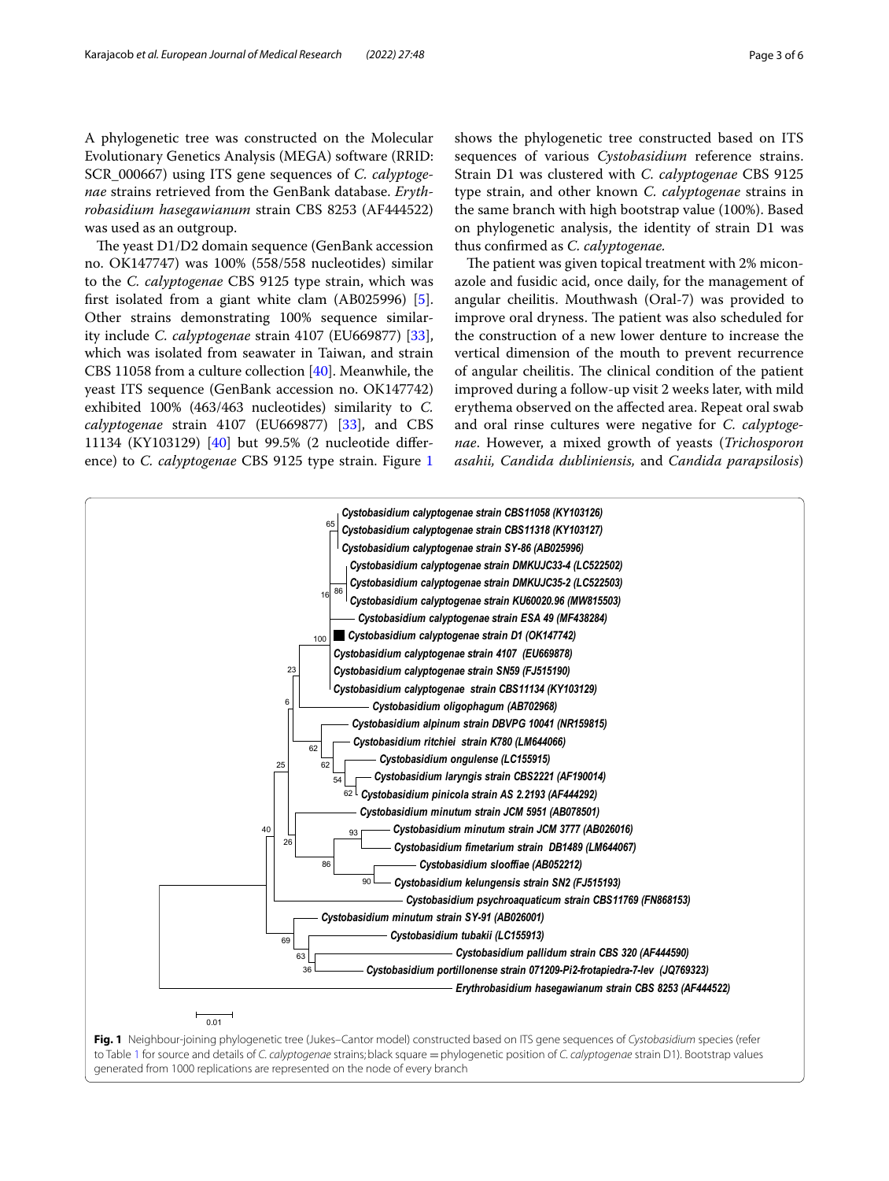A phylogenetic tree was constructed on the Molecular Evolutionary Genetics Analysis (MEGA) software (RRID: SCR_000667) using ITS gene sequences of *C. calyptogenae* strains retrieved from the GenBank database. *Erythrobasidium hasegawianum* strain CBS 8253 (AF444522) was used as an outgroup.

The yeast D1/D2 domain sequence (GenBank accession no. OK147747) was 100% (558/558 nucleotides) similar to the *C. calyptogenae* CBS 9125 type strain, which was first isolated from a giant white clam (AB025996) [5]. Other strains demonstrating 100% sequence similarity include *C. calyptogenae* strain 4107 (EU669877) [33], which was isolated from seawater in Taiwan, and strain CBS 11058 from a culture collection [40]. Meanwhile, the yeast ITS sequence (GenBank accession no. OK147742) exhibited 100% (463/463 nucleotides) similarity to *C. calyptogenae* strain 4107 (EU669877) [33], and CBS 11134 (KY103129) [40] but 99.5% (2 nucleotide difference) to *C. calyptogenae* CBS 9125 type strain. Figure 1 shows the phylogenetic tree constructed based on ITS sequences of various *Cystobasidium* reference strains. Strain D1 was clustered with *C. calyptogenae* CBS 9125 type strain, and other known *C. calyptogenae* strains in the same branch with high bootstrap value (100%). Based on phylogenetic analysis, the identity of strain D1 was thus confirmed as *C. calyptogenae.*

The patient was given topical treatment with 2% miconazole and fusidic acid, once daily, for the management of angular cheilitis. Mouthwash (Oral-7) was provided to improve oral dryness. The patient was also scheduled for the construction of a new lower denture to increase the vertical dimension of the mouth to prevent recurrence of angular cheilitis. The clinical condition of the patient improved during a follow-up visit 2 weeks later, with mild erythema observed on the affected area. Repeat oral swab and oral rinse cultures were negative for *C. calyptogenae*. However, a mixed growth of yeasts (*Trichosporon asahii, Candida dubliniensis,* and *Candida parapsilosis*)

**Fig. 1** Neighbour-joining phylogenetic tree (Jukes–Cantor model) constructed based on ITS gene sequences of *Cystobasidium* species (refer to Table 1 for source and details of *C. calyptogenae* strains; black square = phylogenetic position of *C. calyptogenae* strain D1). Bootstrap values generated from 1000 replications are represented on the node of every branch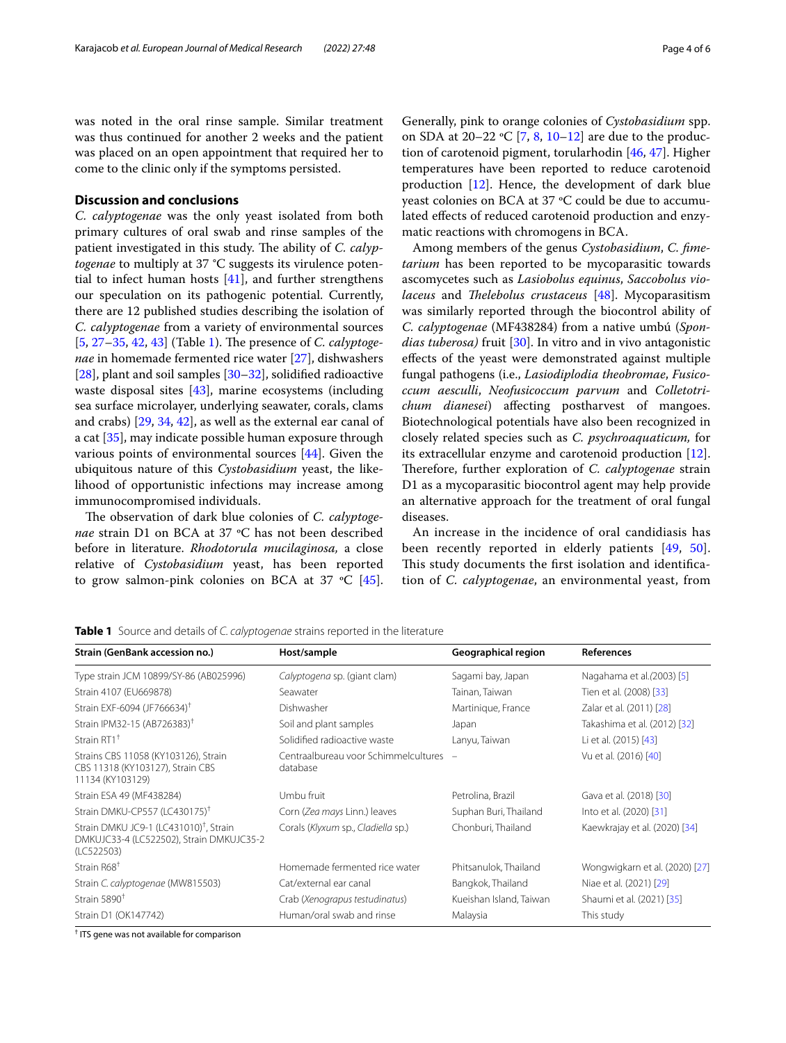was noted in the oral rinse sample. Similar treatment was thus continued for another 2 weeks and the patient was placed on an open appointment that required her to come to the clinic only if the symptoms persisted.

## Discussion and conclusions

*C. calyptogenae* was the only yeast isolated from both primary cultures of oral swab and rinse samples of the patient investigated in this study. The ability of *C. calyptogenae* to multiply at 37 °C suggests its virulence potential to infect human hosts [41], and further strengthens our speculation on its pathogenic potential. Currently, there are 12 published studies describing the isolation of *C. calyptogenae* from a variety of environmental sources [5, 27–35, 42, 43] (Table 1). The presence of *C. calyptogenae* in homemade fermented rice water [27], dishwashers [28], plant and soil samples [30–32], solidified radioactive waste disposal sites [43], marine ecosystems (including sea surface microlayer, underlying seawater, corals, clams and crabs) [29, 34, 42], as well as the external ear canal of a cat [35], may indicate possible human exposure through various points of environmental sources [44]. Given the ubiquitous nature of this *Cystobasidium* yeast, the likelihood of opportunistic infections may increase among immunocompromised individuals.

The observation of dark blue colonies of *C. calyptogenae* strain D1 on BCA at 37 ºC has not been described before in literature. *Rhodotorula mucilaginosa,* a close relative of *Cystobasidium* yeast, has been reported to grow salmon-pink colonies on BCA at 37 ºC [45]. Generally, pink to orange colonies of *Cystobasidium* spp. on SDA at 20–22 ºC [7, 8, 10–12] are due to the production of carotenoid pigment, torularhodin [46, 47]. Higher temperatures have been reported to reduce carotenoid production [12]. Hence, the development of dark blue yeast colonies on BCA at 37 ºC could be due to accumulated effects of reduced carotenoid production and enzymatic reactions with chromogens in BCA.

Among members of the genus *Cystobasidium*, *C. fimetarium* has been reported to be mycoparasitic towards ascomycetes such as *Lasiobolus equinus*, *Saccobolus violaceus* and *Thelebolus crustaceus* [48]. Mycoparasitism was similarly reported through the biocontrol ability of *C. calyptogenae* (MF438284) from a native umbú (*Spondias tuberosa)* fruit [30]. In vitro and in vivo antagonistic effects of the yeast were demonstrated against multiple fungal pathogens (i.e., *Lasiodiplodia theobromae*, *Fusicoccum aesculli*, *Neofusicoccum parvum* and *Colletotrichum dianesei*) affecting postharvest of mangoes. Biotechnological potentials have also been recognized in closely related species such as *C. psychroaquaticum,* for its extracellular enzyme and carotenoid production [12]. Therefore, further exploration of *C. calyptogenae* strain D1 as a mycoparasitic biocontrol agent may help provide an alternative approach for the treatment of oral fungal diseases.

An increase in the incidence of oral candidiasis has been recently reported in elderly patients [49, 50]. This study documents the first isolation and identification of *C. calyptogenae*, an environmental yeast, from

**Table 1** Source and details of *C. calyptogenae* strains reported in the literature

| Strain (GenBank accession no.) | Host/sample | Geographical region | References |
|---|---|---|---|
| Type strain JCM 10899/SY-86 (AB025996) | *Calyptogena* sp. (giant clam) | Sagami bay, Japan | Nagahama et al.(2003) [5] |
| Strain 4107 (EU669878) | Seawater | Tainan, Taiwan | Tien et al. (2008) [33] |
| Strain EXF-6094 (JF766634)† | Dishwasher | Martinique, France | Zalar et al. (2011) [28] |
| Strain IPM32-15 (AB726383)† | Soil and plant samples | Japan | Takashima et al. (2012) [32] |
| Strain RT1† | Solidified radioactive waste | Lanyu, Taiwan | Li et al. (2015) [43] |
| Strains CBS 11058 (KY103126), Strain CBS 11318 (KY103127), Strain CBS 11134 (KY103129) | Centraalbureau voor Schimmelcultures database | – | Vu et al. (2016) [40] |
| Strain ESA 49 (MF438284) | Umbu fruit | Petrolina, Brazil | Gava et al. (2018) [30] |
| Strain DMKU-CP557 (LC430175)† | Corn (*Zea mays* Linn.) leaves | Suphan Buri, Thailand | Into et al. (2020) [31] |
| Strain DMKU JC9-1 (LC431010)†, Strain DMKUJC33-4 (LC522502), Strain DMKUJC35-2 (LC522503) | Corals (*Klyxum* sp., *Cladiella* sp.) | Chonburi, Thailand | Kaewkrajay et al. (2020) [34] |
| Strain R68† | Homemade fermented rice water | Phitsanulok, Thailand | Wongwigkarn et al. (2020) [27] |
| Strain *C. calyptogenae* (MW815503) | Cat/external ear canal | Bangkok, Thailand | Niae et al. (2021) [29] |
| Strain 5890† | Crab (*Xenograpus testudinatus*) | Kueishan Island, Taiwan | Shaumi et al. (2021) [35] |
| Strain D1 (OK147742) | Human/oral swab and rinse | Malaysia | This study |

† ITS gene was not available for comparison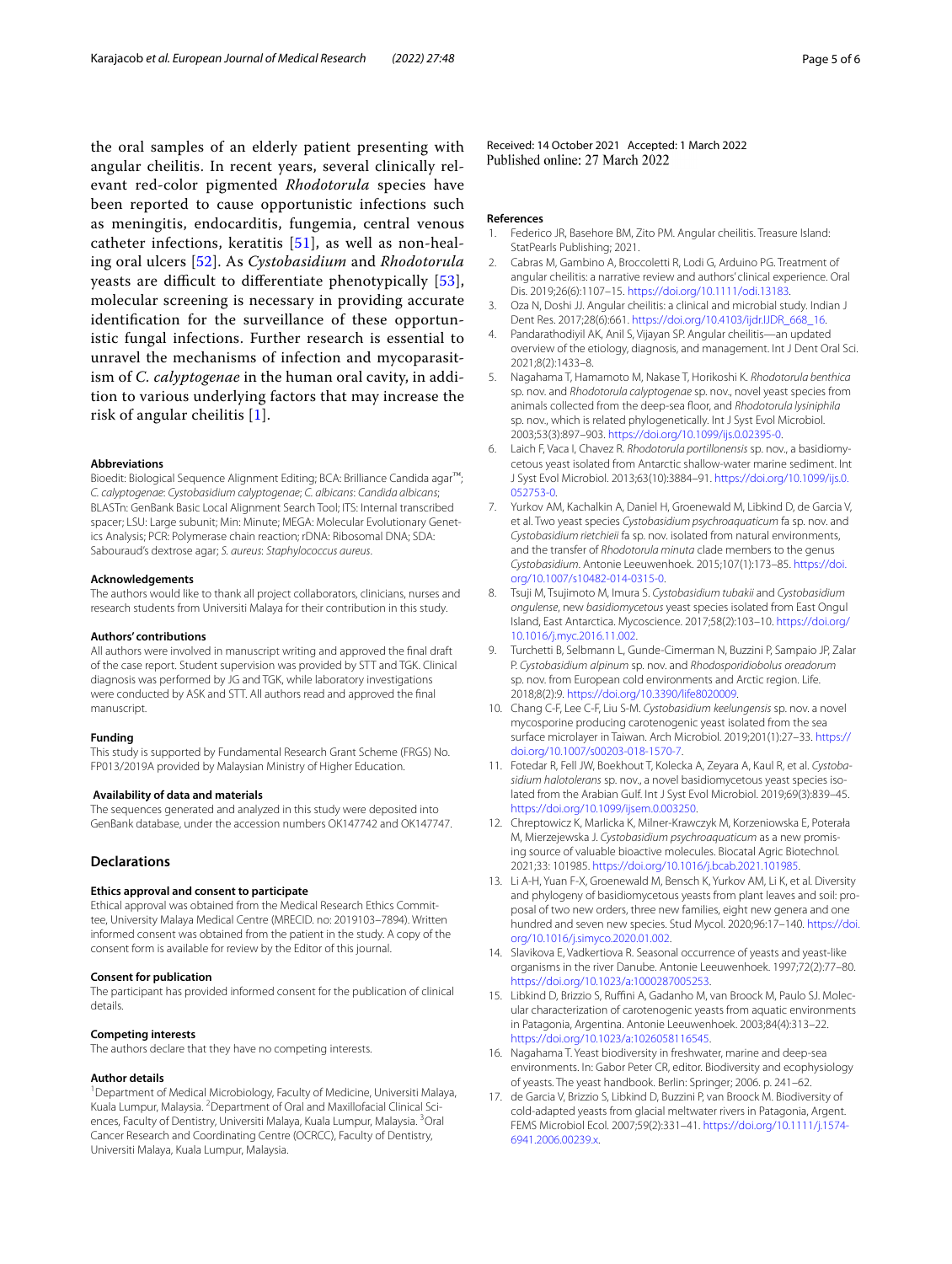the oral samples of an elderly patient presenting with angular cheilitis. In recent years, several clinically relevant red-color pigmented *Rhodotorula* species have been reported to cause opportunistic infections such as meningitis, endocarditis, fungemia, central venous catheter infections, keratitis [51], as well as non-healing oral ulcers [52]. As *Cystobasidium* and *Rhodotorula* yeasts are difficult to differentiate phenotypically [53], molecular screening is necessary in providing accurate identification for the surveillance of these opportunistic fungal infections. Further research is essential to unravel the mechanisms of infection and mycoparasitism of *C. calyptogenae* in the human oral cavity, in addition to various underlying factors that may increase the risk of angular cheilitis [1].

#### Abbreviations

Bioedit: Biological Sequence Alignment Editing; BCA: Brilliance Candida agar™; *C. calyptogenae*: *Cystobasidium calyptogenae*; *C. albicans*: *Candida albicans*; BLASTn: GenBank Basic Local Alignment Search Tool; ITS: Internal transcribed spacer; LSU: Large subunit; Min: Minute; MEGA: Molecular Evolutionary Genetics Analysis; PCR: Polymerase chain reaction; rDNA: Ribosomal DNA; SDA: Sabouraud's dextrose agar; *S. aureus*: *Staphylococcus aureus*.

#### Acknowledgements

The authors would like to thank all project collaborators, clinicians, nurses and research students from Universiti Malaya for their contribution in this study.

#### Authors' contributions

All authors were involved in manuscript writing and approved the final draft of the case report. Student supervision was provided by STT and TGK. Clinical diagnosis was performed by JG and TGK, while laboratory investigations were conducted by ASK and STT. All authors read and approved the final manuscript.

#### Funding

This study is supported by Fundamental Research Grant Scheme (FRGS) No. FP013/2019A provided by Malaysian Ministry of Higher Education.

#### Availability of data and materials

The sequences generated and analyzed in this study were deposited into GenBank database, under the accession numbers OK147742 and OK147747.

## Declarations

#### Ethics approval and consent to participate

Ethical approval was obtained from the Medical Research Ethics Committee, University Malaya Medical Centre (MRECID. no: 2019103–7894). Written informed consent was obtained from the patient in the study. A copy of the consent form is available for review by the Editor of this journal.

#### Consent for publication

The participant has provided informed consent for the publication of clinical details.

#### Competing interests

The authors declare that they have no competing interests.

#### Author details

[1]Department of Medical Microbiology, Faculty of Medicine, Universiti Malaya, Kuala Lumpur, Malaysia. [2]Department of Oral and Maxillofacial Clinical Sciences, Faculty of Dentistry, Universiti Malaya, Kuala Lumpur, Malaysia. [3]Oral Cancer Research and Coordinating Centre (OCRCC), Faculty of Dentistry, Universiti Malaya, Kuala Lumpur, Malaysia.

Received: 14 October 2021 Accepted: 1 March 2022
Published online: 27 March 2022

#### References

1. Federico JR, Basehore BM, Zito PM. Angular cheilitis. Treasure Island: StatPearls Publishing; 2021.
2. Cabras M, Gambino A, Broccoletti R, Lodi G, Arduino PG. Treatment of angular cheilitis: a narrative review and authors' clinical experience. Oral Dis. 2019;26(6):1107–15. https://doi.org/10.1111/odi.13183.
3. Oza N, Doshi JJ. Angular cheilitis: a clinical and microbial study. Indian J Dent Res. 2017;28(6):661. https://doi.org/10.4103/ijdr.IJDR_668_16.
4. Pandarathodiyil AK, Anil S, Vijayan SP. Angular cheilitis—an updated overview of the etiology, diagnosis, and management. Int J Dent Oral Sci. 2021;8(2):1433–8.
5. Nagahama T, Hamamoto M, Nakase T, Horikoshi K. *Rhodotorula benthica* sp. nov. and *Rhodotorula calyptogenae* sp. nov., novel yeast species from animals collected from the deep-sea floor, and *Rhodotorula lysiniphila* sp. nov., which is related phylogenetically. Int J Syst Evol Microbiol. 2003;53(3):897–903. https://doi.org/10.1099/ijs.0.02395-0.
6. Laich F, Vaca I, Chavez R. *Rhodotorula portillonensis* sp. nov., a basidiomycetous yeast isolated from Antarctic shallow-water marine sediment. Int J Syst Evol Microbiol. 2013;63(10):3884–91. https://doi.org/10.1099/ijs.0.052753-0.
7. Yurkov AM, Kachalkin A, Daniel H, Groenewald M, Libkind D, de Garcia V, et al. Two yeast species *Cystobasidium psychroaquaticum* fa sp. nov. and *Cystobasidium rietchieii* fa sp. nov. isolated from natural environments, and the transfer of *Rhodotorula minuta* clade members to the genus *Cystobasidium*. Antonie Leeuwenhoek. 2015;107(1):173–85. https://doi.org/10.1007/s10482-014-0315-0.
8. Tsuji M, Tsujimoto M, Imura S. *Cystobasidium tubakii* and *Cystobasidium ongulense*, new *basidiomycetous* yeast species isolated from East Ongul Island, East Antarctica. Mycoscience. 2017;58(2):103–10. https://doi.org/10.1016/j.myc.2016.11.002.
9. Turchetti B, Selbmann L, Gunde-Cimerman N, Buzzini P, Sampaio JP, Zalar P. *Cystobasidium alpinum* sp. nov. and *Rhodosporidiobolus oreadorum* sp. nov. from European cold environments and Arctic region. Life. 2018;8(2):9. https://doi.org/10.3390/life8020009.
10. Chang C-F, Lee C-F, Liu S-M. *Cystobasidium keelungensis* sp. nov. a novel mycosporine producing carotenogenic yeast isolated from the sea surface microlayer in Taiwan. Arch Microbiol. 2019;201(1):27–33. https://doi.org/10.1007/s00203-018-1570-7.
11. Fotedar R, Fell JW, Boekhout T, Kolecka A, Zeyara A, Kaul R, et al. *Cystobasidium halotolerans* sp. nov., a novel basidiomycetous yeast species isolated from the Arabian Gulf. Int J Syst Evol Microbiol. 2019;69(3):839–45. https://doi.org/10.1099/ijsem.0.003250.
12. Chreptowicz K, Marlicka K, Milner-Krawczyk M, Korzeniowska E, Poterała M, Mierzejewska J. *Cystobasidium psychroaquaticum* as a new promising source of valuable bioactive molecules. Biocatal Agric Biotechnol. 2021;33: 101985. https://doi.org/10.1016/j.bcab.2021.101985.
13. Li A-H, Yuan F-X, Groenewald M, Bensch K, Yurkov AM, Li K, et al. Diversity and phylogeny of basidiomycetous yeasts from plant leaves and soil: proposal of two new orders, three new families, eight new genera and one hundred and seven new species. Stud Mycol. 2020;96:17–140. https://doi.org/10.1016/j.simyco.2020.01.002.
14. Slavikova E, Vadkertiova R. Seasonal occurrence of yeasts and yeast-like organisms in the river Danube. Antonie Leeuwenhoek. 1997;72(2):77–80. https://doi.org/10.1023/a:1000287005253.
15. Libkind D, Brizzio S, Ruffini A, Gadanho M, van Broock M, Paulo SJ. Molecular characterization of carotenogenic yeasts from aquatic environments in Patagonia, Argentina. Antonie Leeuwenhoek. 2003;84(4):313–22. https://doi.org/10.1023/a:1026058116545.
16. Nagahama T. Yeast biodiversity in freshwater, marine and deep-sea environments. In: Gabor Peter CR, editor. Biodiversity and ecophysiology of yeasts. The yeast handbook. Berlin: Springer; 2006. p. 241–62.
17. de Garcia V, Brizzio S, Libkind D, Buzzini P, van Broock M. Biodiversity of cold-adapted yeasts from glacial meltwater rivers in Patagonia, Argent. FEMS Microbiol Ecol. 2007;59(2):331–41. https://doi.org/10.1111/j.1574-6941.2006.00239.x.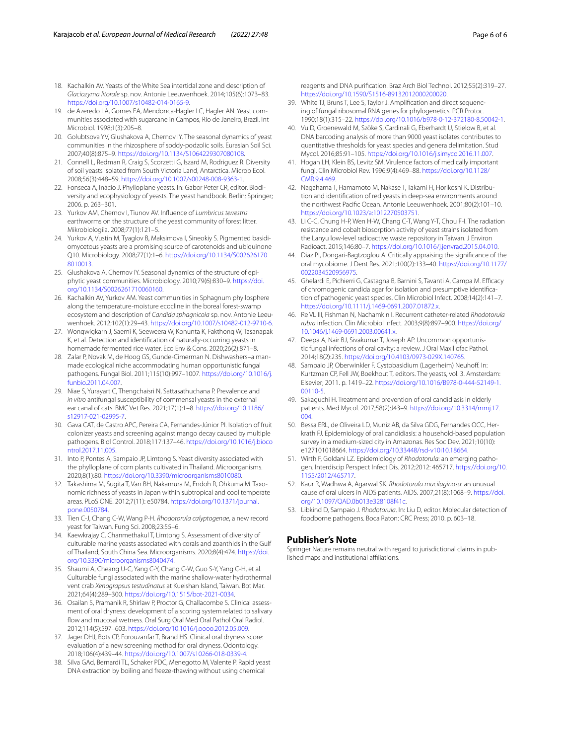18. Kachalkin AV. Yeasts of the White Sea intertidal zone and description of *Glaciozyma litorale* sp. nov. Antonie Leeuwenhoek. 2014;105(6):1073–83. https://doi.org/10.1007/s10482-014-0165-9.
19. de Azeredo LA, Gomes EA, Mendonca-Hagler LC, Hagler AN. Yeast communities associated with sugarcane in Campos, Rio de Janeiro, Brazil. Int Microbiol. 1998;1(3):205–8.
20. Golubtsova YV, Glushakova A, Chernov IY. The seasonal dynamics of yeast communities in the rhizosphere of soddy-podzolic soils. Eurasian Soil Sci. 2007;40(8):875–9. https://doi.org/10.1134/S1064229307080108.
21. Connell L, Redman R, Craig S, Scorzetti G, Iszard M, Rodriguez R. Diversity of soil yeasts isolated from South Victoria Land, Antarctica. Microb Ecol. 2008;56(3):448–59. https://doi.org/10.1007/s00248-008-9363-1.
22. Fonseca A, Inácio J. Phylloplane yeasts. In: Gabor Peter CR, editor. Biodiversity and ecophysiology of yeasts. The yeast handbook. Berlin: Springer; 2006. p. 263–301.
23. Yurkov AM, Chernov I, Tiunov AV. Influence of *Lumbricus terrestris* earthworms on the structure of the yeast community of forest litter. Mikrobiologiia. 2008;77(1):121–5.
24. Yurkov A, Vustin M, Tyaglov B, Maksimova I, Sineokiy S. Pigmented basidiomycetous yeasts are a promising source of carotenoids and ubiquinone Q10. Microbiology. 2008;77(1):1–6. https://doi.org/10.1134/S0026261708010013.
25. Glushakova A, Chernov IY. Seasonal dynamics of the structure of epiphytic yeast communities. Microbiology. 2010;79(6):830–9. https://doi.org/10.1134/S0026261710060160.
26. Kachalkin AV, Yurkov AM. Yeast communities in Sphagnum phyllosphere along the temperature-moisture ecocline in the boreal forest-swamp ecosystem and description of *Candida sphagnicola* sp. nov. Antonie Leeuwenhoek. 2012;102(1):29–43. https://doi.org/10.1007/s10482-012-9710-6.
27. Wongwigkarn J, Saemi K, Seeweera W, Konunta K, Fakthong W, Tasanapak K, et al. Detection and identification of naturally-occurring yeasts in homemade fermented rice water. Eco Env & Cons. 2020;26(2):871–8.
28. Zalar P, Novak M, de Hoog GS, Gunde-Cimerman N. Dishwashers–a man-made ecological niche accommodating human opportunistic fungal pathogens. Fungal Biol. 2011;115(10):997–1007. https://doi.org/10.1016/j.funbio.2011.04.007.
29. Niae S, Yurayart C, Thengchaisri N, Sattasathuchana P. Prevalence and *in vitro* antifungal susceptibility of commensal yeasts in the external ear canal of cats. BMC Vet Res. 2021;17(1):1–8. https://doi.org/10.1186/s12917-021-02995-7.
30. Gava CAT, de Castro APC, Pereira CA, Fernandes-Júnior PI. Isolation of fruit colonizer yeasts and screening against mango decay caused by multiple pathogens. Biol Control. 2018;117:137–46. https://doi.org/10.1016/j.biocontrol.2017.11.005.
31. Into P, Pontes A, Sampaio JP, Limtong S. Yeast diversity associated with the phylloplane of corn plants cultivated in Thailand. Microorganisms. 2020;8(1):80. https://doi.org/10.3390/microorganisms8010080.
32. Takashima M, Sugita T, Van BH, Nakamura M, Endoh R, Ohkuma M. Taxonomic richness of yeasts in Japan within subtropical and cool temperate areas. PLoS ONE. 2012;7(11): e50784. https://doi.org/10.1371/journal.pone.0050784.
33. Tien C-J, Chang C-W, Wang P-H. *Rhodotorula calyptogenae*, a new record yeast for Taiwan. Fung Sci. 2008;23:55–6.
34. Kaewkrajay C, Chanmethakul T, Limtong S. Assessment of diversity of culturable marine yeasts associated with corals and zoanthids in the Gulf of Thailand, South China Sea. Microorganisms. 2020;8(4):474. https://doi.org/10.3390/microorganisms8040474.
35. Shaumi A, Cheang U-C, Yang C-Y, Chang C-W, Guo S-Y, Yang C-H, et al. Culturable fungi associated with the marine shallow-water hydrothermal vent crab *Xenograpsus testudinatus* at Kueishan Island, Taiwan. Bot Mar. 2021;64(4):289–300. https://doi.org/10.1515/bot-2021-0034.
36. Osailan S, Pramanik R, Shirlaw P, Proctor G, Challacombe S. Clinical assessment of oral dryness: development of a scoring system related to salivary flow and mucosal wetness. Oral Surg Oral Med Oral Pathol Oral Radiol. 2012;114(5):597–603. https://doi.org/10.1016/j.oooo.2012.05.009.
37. Jager DHJ, Bots CP, Forouzanfar T, Brand HS. Clinical oral dryness score: evaluation of a new screening method for oral dryness. Odontology. 2018;106(4):439–44. https://doi.org/10.1007/s10266-018-0339-4.
38. Silva GAd, Bernardi TL, Schaker PDC, Menegotto M, Valente P. Rapid yeast DNA extraction by boiling and freeze-thawing without using chemical reagents and DNA purification. Braz Arch Biol Technol. 2012;55(2):319–27. https://doi.org/10.1590/S1516-89132012000200020.
39. White TJ, Bruns T, Lee S, Taylor J. Amplification and direct sequencing of fungal ribosomal RNA genes for phylogenetics. PCR Protoc. 1990;18(1):315–22. https://doi.org/10.1016/b978-0-12-372180-8.50042-1.
40. Vu D, Groenewald M, Szöke S, Cardinali G, Eberhardt U, Stielow B, et al. DNA barcoding analysis of more than 9000 yeast isolates contributes to quantitative thresholds for yeast species and genera delimitation. Stud Mycol. 2016;85:91–105. https://doi.org/10.1016/j.simyco.2016.11.007.
41. Hogan LH, Klein BS, Levitz SM. Virulence factors of medically important fungi. Clin Microbiol Rev. 1996;9(4):469–88. https://doi.org/10.1128/CMR.9.4.469.
42. Nagahama T, Hamamoto M, Nakase T, Takami H, Horikoshi K. Distribution and identification of red yeasts in deep-sea environments around the northwest Pacific Ocean. Antonie Leeuwenhoek. 2001;80(2):101–10. https://doi.org/10.1023/a:1012270503751.
43. Li C-C, Chung H-P, Wen H-W, Chang C-T, Wang Y-T, Chou F-I. The radiation resistance and cobalt biosorption activity of yeast strains isolated from the Lanyu low-level radioactive waste repository in Taiwan. J Environ Radioact. 2015;146:80–7. https://doi.org/10.1016/j.jenvrad.2015.04.010.
44. Diaz PI, Dongari-Bagtzoglou A. Critically appraising the significance of the oral mycobiome. J Dent Res. 2021;100(2):133–40. https://doi.org/10.1177/0022034520956975.
45. Ghelardi E, Pichierri G, Castagna B, Barnini S, Tavanti A, Campa M. Efficacy of chromogenic candida agar for isolation and presumptive identification of pathogenic yeast species. Clin Microbiol Infect. 2008;14(2):141–7. https://doi.org/10.1111/j.1469-0691.2007.01872.x.
46. Re VL III, Fishman N, Nachamkin I. Recurrent catheter-related *Rhodotorula rubra* infection. Clin Microbiol Infect. 2003;9(8):897–900. https://doi.org/10.1046/j.1469-0691.2003.00641.x.
47. Deepa A, Nair BJ, Sivakumar T, Joseph AP. Uncommon opportunistic fungal infections of oral cavity: a review. J Oral Maxillofac Pathol. 2014;18(2):235. https://doi.org/10.4103/0973-029X.140765.
48. Sampaio JP, Oberwinkler F. Cystobasidium (Lagerheim) Neuhoff. In: Kurtzman CP, Fell JW, Boekhout T, editors. The yeasts, vol. 3. Amsterdam: Elsevier; 2011. p. 1419–22. https://doi.org/10.1016/B978-0-444-52149-1.00110-5.
49. Sakaguchi H. Treatment and prevention of oral candidiasis in elderly patients. Med Mycol. 2017;58(2):J43–9. https://doi.org/10.3314/mmj.17.004.
50. Bessa ERL, de Oliveira LD, Muniz AB, da Silva GDG, Fernandes OCC, Herkrath FJ. Epidemiology of oral candidiasis: a household-based population survey in a medium-sized city in Amazonas. Res Soc Dev. 2021;10(10):e127101018664. https://doi.org/10.33448/rsd-v10i10.18664.
51. Wirth F, Goldani LZ. Epidemiology of *Rhodotorula*: an emerging pathogen. Interdiscip Perspect Infect Dis. 2012;2012: 465717. https://doi.org/10.1155/2012/465717.
52. Kaur R, Wadhwa A, Agarwal SK. *Rhodotorula mucilaginosa*: an unusual cause of oral ulcers in AIDS patients. AIDS. 2007;21(8):1068–9. https://doi.org/10.1097/QAD.0b013e328108f41c.
53. Libkind D, Sampaio J. *Rhodotorula*. In: Liu D, editor. Molecular detection of foodborne pathogens. Boca Raton: CRC Press; 2010. p. 603–18.

## Publisher's Note

Springer Nature remains neutral with regard to jurisdictional claims in published maps and institutional affiliations.